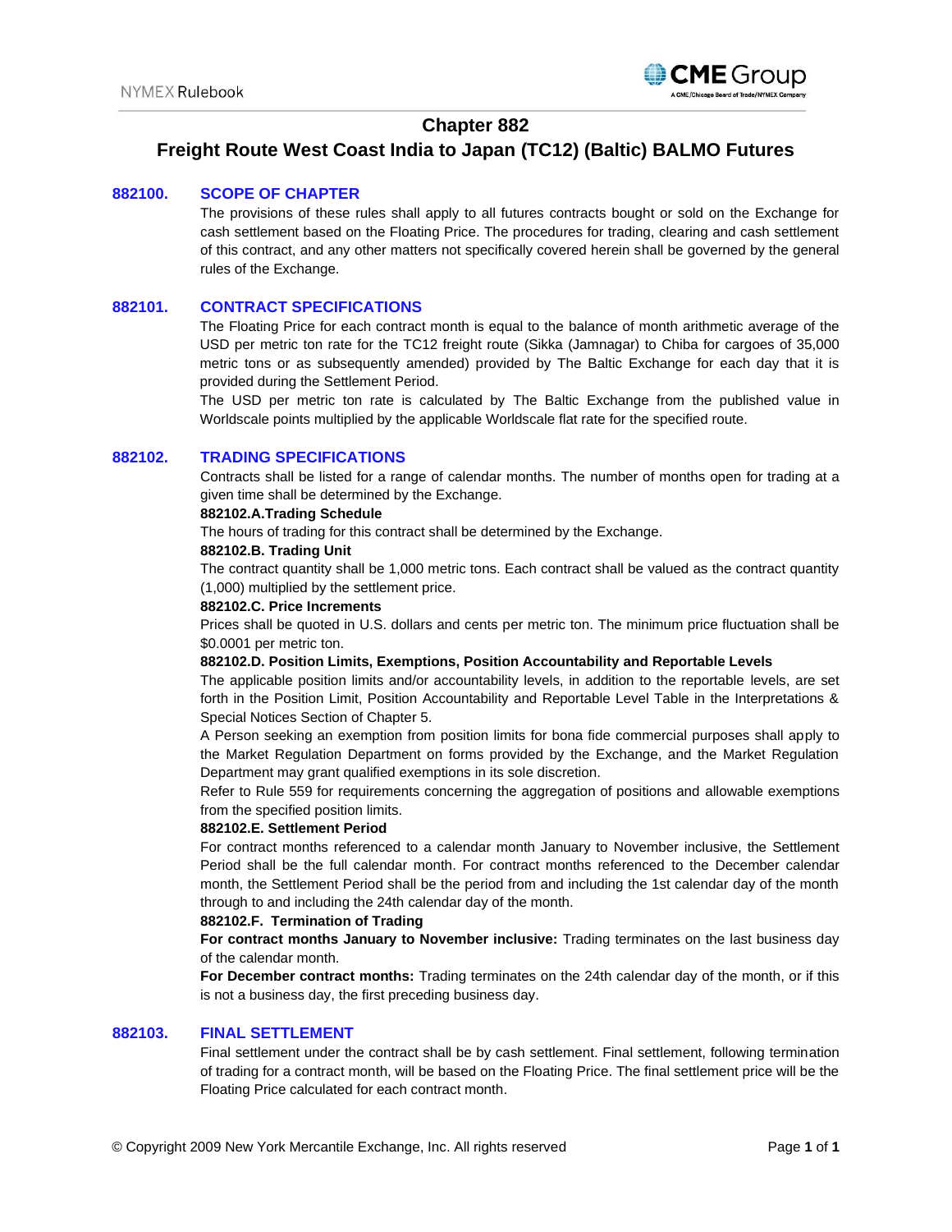# Chapter 882

# Freight Route West Coast India to Japan (TC12) (Baltic) BALMO Futures

## 882100. SCOPE OF CHAPTER

The provisions of these rules shall apply to all futures contracts bought or sold on the Exchange for cash settlement based on the Floating Price. The procedures for trading, clearing and cash settlement of this contract, and any other matters not specifically covered herein shall be governed by the general rules of the Exchange.

## 882101. CONTRACT SPECIFICATIONS

The Floating Price for each contract month is equal to the balance of month arithmetic average of the USD per metric ton rate for the TC12 freight route (Sikka (Jamnagar) to Chiba for cargoes of 35,000 metric tons or as subsequently amended) provided by The Baltic Exchange for each day that it is provided during the Settlement Period.

The USD per metric ton rate is calculated by The Baltic Exchange from the published value in Worldscale points multiplied by the applicable Worldscale flat rate for the specified route.

## 882102. TRADING SPECIFICATIONS

Contracts shall be listed for a range of calendar months. The number of months open for trading at a given time shall be determined by the Exchange.

### 882102.A. Trading Schedule

The hours of trading for this contract shall be determined by the Exchange.

### 882102.B. Trading Unit

The contract quantity shall be 1,000 metric tons. Each contract shall be valued as the contract quantity (1,000) multiplied by the settlement price.

### 882102.C. Price Increments

Prices shall be quoted in U.S. dollars and cents per metric ton. The minimum price fluctuation shall be $0.0001 per metric ton.

### 882102.D. Position Limits, Exemptions, Position Accountability and Reportable Levels

The applicable position limits and/or accountability levels, in addition to the reportable levels, are set forth in the Position Limit, Position Accountability and Reportable Level Table in the Interpretations & Special Notices Section of Chapter 5.

A Person seeking an exemption from position limits for bona fide commercial purposes shall apply to the Market Regulation Department on forms provided by the Exchange, and the Market Regulation Department may grant qualified exemptions in its sole discretion.

Refer to Rule 559 for requirements concerning the aggregation of positions and allowable exemptions from the specified position limits.

### 882102.E. Settlement Period

For contract months referenced to a calendar month January to November inclusive, the Settlement Period shall be the full calendar month. For contract months referenced to the December calendar month, the Settlement Period shall be the period from and including the 1st calendar day of the month through to and including the 24th calendar day of the month.

### 882102.F. Termination of Trading

**For contract months January to November inclusive:** Trading terminates on the last business day of the calendar month.

**For December contract months:** Trading terminates on the 24th calendar day of the month, or if this is not a business day, the first preceding business day.

## 882103. FINAL SETTLEMENT

Final settlement under the contract shall be by cash settlement. Final settlement, following termination of trading for a contract month, will be based on the Floating Price. The final settlement price will be the Floating Price calculated for each contract month.

© Copyright 2009 New York Mercantile Exchange, Inc. All rights reserved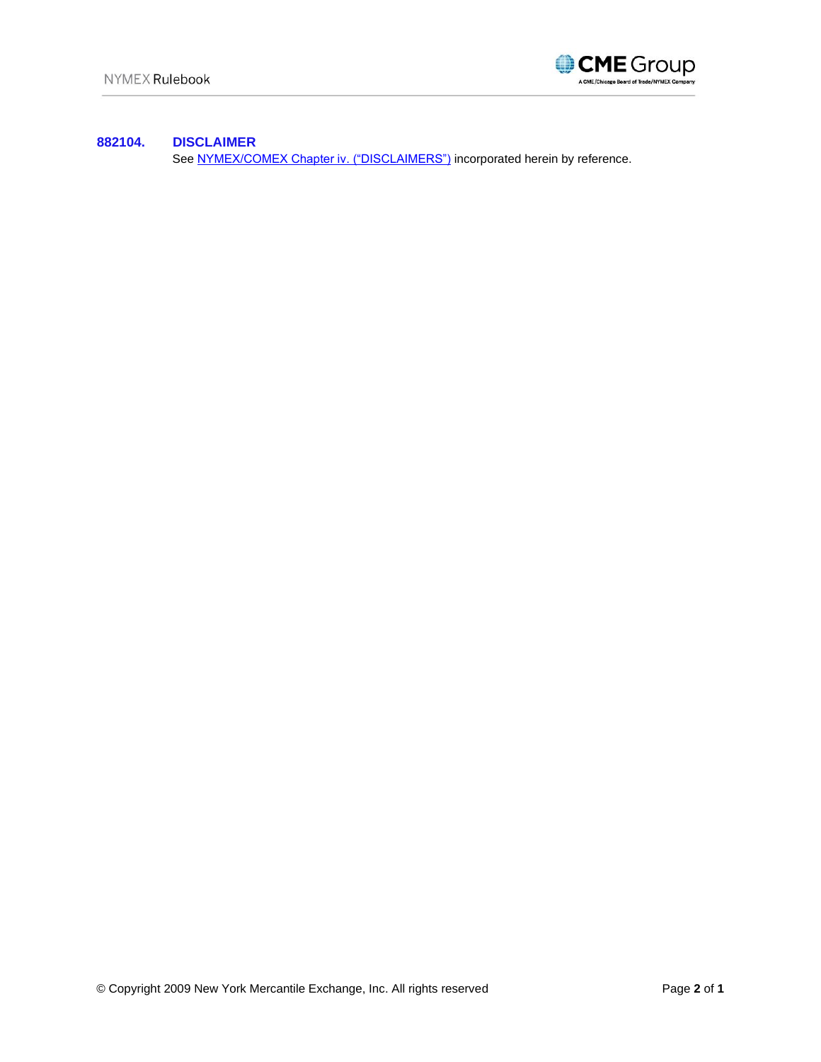## 882104. DISCLAIMER

See NYMEX/COMEX Chapter iv. ("DISCLAIMERS") incorporated herein by reference.